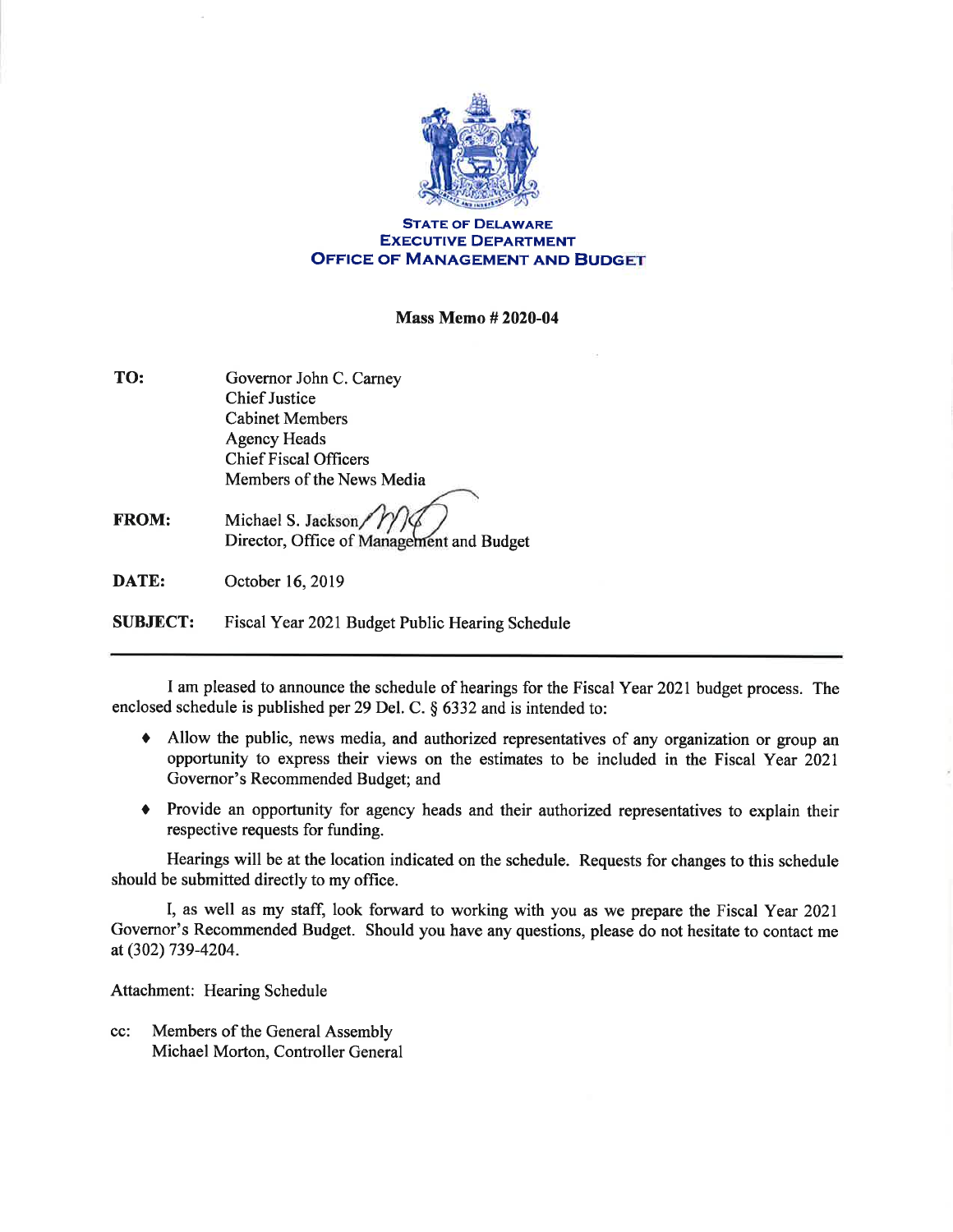**STATE OF DELAWARE**
**EXECUTIVE DEPARTMENT**
**OFFICE OF MANAGEMENT AND BUDGET**

**Mass Memo # 2020-04**

**TO:** Governor John C. Carney
Chief Justice
Cabinet Members
Agency Heads
Chief Fiscal Officers
Members of the News Media

**FROM:** Michael S. Jackson,
Director, Office of Management and Budget

**DATE:** October 16, 2019

**SUBJECT:** Fiscal Year 2021 Budget Public Hearing Schedule

---

I am pleased to announce the schedule of hearings for the Fiscal Year 2021 budget process. The enclosed schedule is published per 29 Del. C. § 6332 and is intended to:

- Allow the public, news media, and authorized representatives of any organization or group an opportunity to express their views on the estimates to be included in the Fiscal Year 2021 Governor's Recommended Budget; and
- Provide an opportunity for agency heads and their authorized representatives to explain their respective requests for funding.

Hearings will be at the location indicated on the schedule. Requests for changes to this schedule should be submitted directly to my office.

I, as well as my staff, look forward to working with you as we prepare the Fiscal Year 2021 Governor's Recommended Budget. Should you have any questions, please do not hesitate to contact me at (302) 739-4204.

Attachment: Hearing Schedule

cc: Members of the General Assembly
Michael Morton, Controller General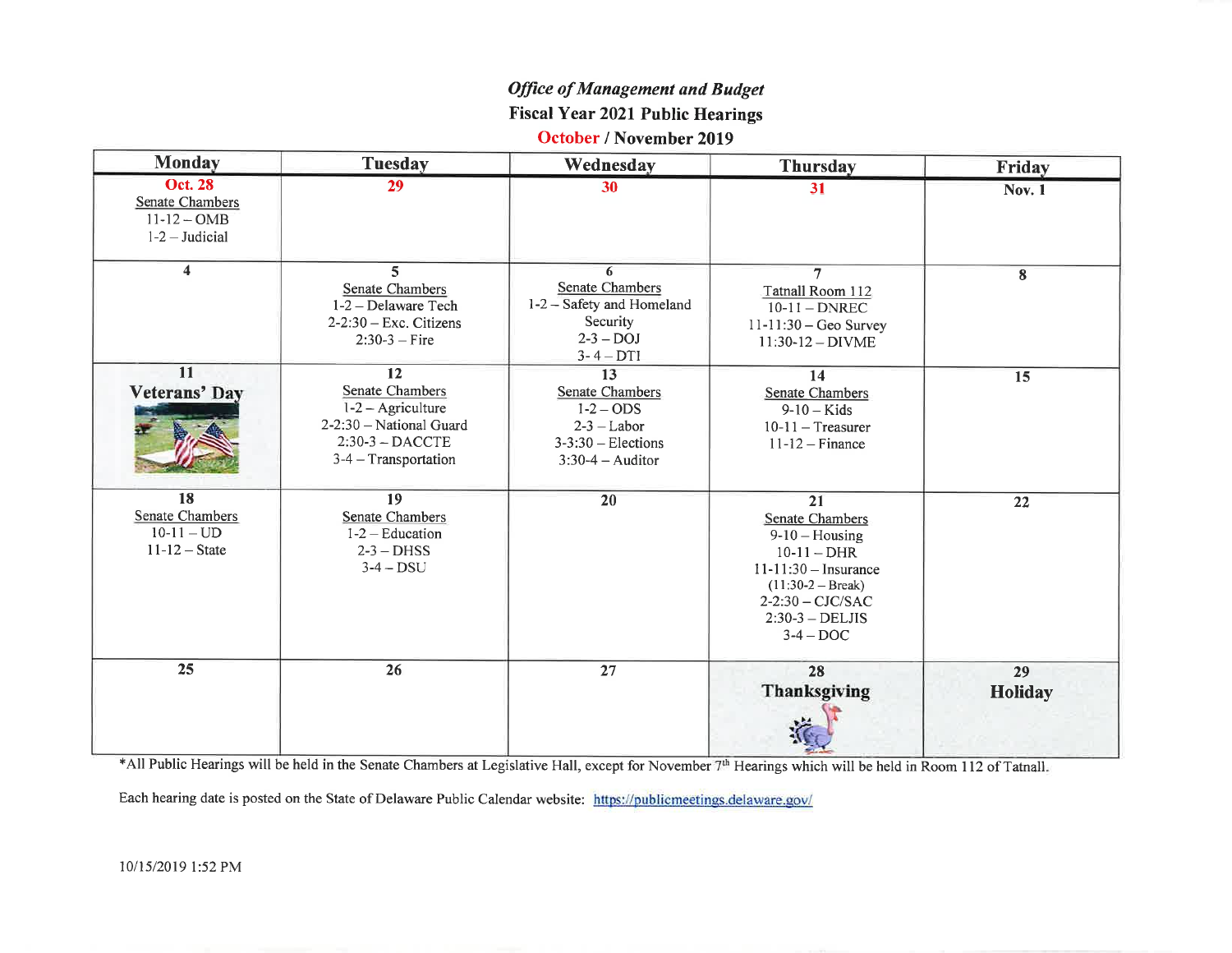*Office of Management and Budget*

**Fiscal Year 2021 Public Hearings**

**October / November 2019**

| Monday | Tuesday | Wednesday | Thursday | Friday |
|---|---|---|---|---|
| **Oct. 28**<br>Senate Chambers<br>11-12 – OMB<br>1-2 – Judicial | **29** | **30** | **31** | **Nov. 1** |
| **4** | **5**<br>Senate Chambers<br>1-2 – Delaware Tech<br>2-2:30 – Exc. Citizens<br>2:30-3 – Fire | **6**<br>Senate Chambers<br>1-2 – Safety and Homeland Security<br>2-3 – DOJ<br>3- 4 – DTI | **7**<br>Tatnall Room 112<br>10-11 – DNREC<br>11-11:30 – Geo Survey<br>11:30-12 – DIVME | **8** |
| **11**<br>**Veterans' Day** | **12**<br>Senate Chambers<br>1-2 – Agriculture<br>2-2:30 – National Guard<br>2:30-3 – DACCTE<br>3-4 – Transportation | **13**<br>Senate Chambers<br>1-2 – ODS<br>2-3 – Labor<br>3-3:30 – Elections<br>3:30-4 – Auditor | **14**<br>Senate Chambers<br>9-10 – Kids<br>10-11 – Treasurer<br>11-12 – Finance | **15** |
| **18**<br>Senate Chambers<br>10-11 – UD<br>11-12 – State | **19**<br>Senate Chambers<br>1-2 – Education<br>2-3 – DHSS<br>3-4 – DSU | **20** | **21**<br>Senate Chambers<br>9-10 – Housing<br>10-11 – DHR<br>11-11:30 – Insurance<br>(11:30-2 – Break)<br>2-2:30 – CJC/SAC<br>2:30-3 – DELJIS<br>3-4 – DOC | **22** |
| **25** | **26** | **27** | **28**<br>**Thanksgiving** | **29**<br>**Holiday** |

*All Public Hearings will be held in the Senate Chambers at Legislative Hall, except for November 7th Hearings which will be held in Room 112 of Tatnall.

Each hearing date is posted on the State of Delaware Public Calendar website: https://publicmeetings.delaware.gov/

10/15/2019 1:52 PM